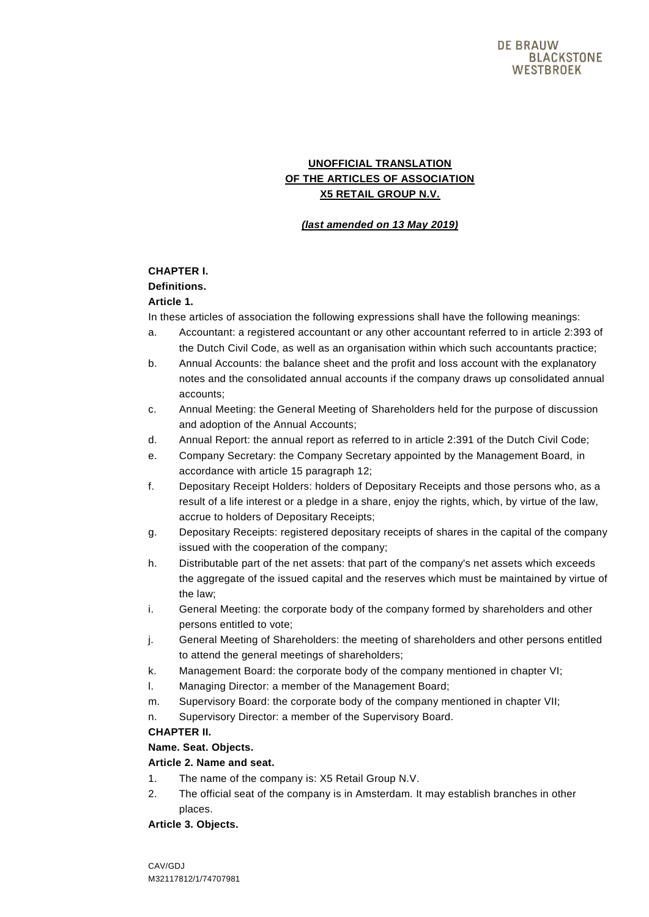**UNOFFICIAL TRANSLATION**
**OF THE ARTICLES OF ASSOCIATION**
**X5 RETAIL GROUP N.V.**

***(last amended on 13 May 2019)***

## CHAPTER I.

### Definitions.

### Article 1.

In these articles of association the following expressions shall have the following meanings:

a. Accountant: a registered accountant or any other accountant referred to in article 2:393 of the Dutch Civil Code, as well as an organisation within which such accountants practice;
b. Annual Accounts: the balance sheet and the profit and loss account with the explanatory notes and the consolidated annual accounts if the company draws up consolidated annual accounts;
c. Annual Meeting: the General Meeting of Shareholders held for the purpose of discussion and adoption of the Annual Accounts;
d. Annual Report: the annual report as referred to in article 2:391 of the Dutch Civil Code;
e. Company Secretary: the Company Secretary appointed by the Management Board, in accordance with article 15 paragraph 12;
f. Depositary Receipt Holders: holders of Depositary Receipts and those persons who, as a result of a life interest or a pledge in a share, enjoy the rights, which, by virtue of the law, accrue to holders of Depositary Receipts;
g. Depositary Receipts: registered depositary receipts of shares in the capital of the company issued with the cooperation of the company;
h. Distributable part of the net assets: that part of the company's net assets which exceeds the aggregate of the issued capital and the reserves which must be maintained by virtue of the law;
i. General Meeting: the corporate body of the company formed by shareholders and other persons entitled to vote;
j. General Meeting of Shareholders: the meeting of shareholders and other persons entitled to attend the general meetings of shareholders;
k. Management Board: the corporate body of the company mentioned in chapter VI;
l. Managing Director: a member of the Management Board;
m. Supervisory Board: the corporate body of the company mentioned in chapter VII;
n. Supervisory Director: a member of the Supervisory Board.

## CHAPTER II.

### Name. Seat. Objects.

### Article 2. Name and seat.

1. The name of the company is: X5 Retail Group N.V.
2. The official seat of the company is in Amsterdam. It may establish branches in other places.

### Article 3. Objects.

CAV/GDJ
M32117812/1/74707981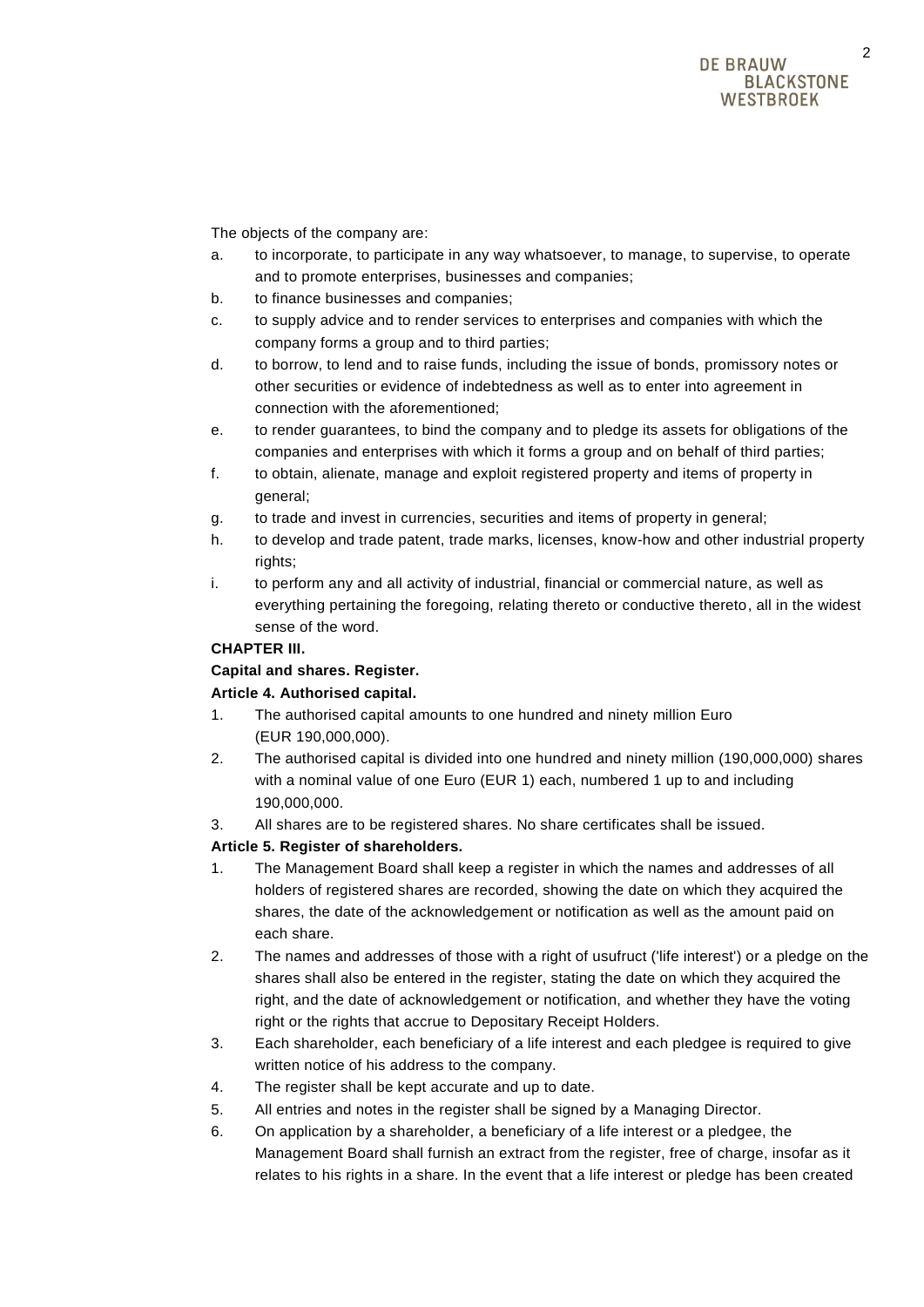The objects of the company are:

a. to incorporate, to participate in any way whatsoever, to manage, to supervise, to operate and to promote enterprises, businesses and companies;
b. to finance businesses and companies;
c. to supply advice and to render services to enterprises and companies with which the company forms a group and to third parties;
d. to borrow, to lend and to raise funds, including the issue of bonds, promissory notes or other securities or evidence of indebtedness as well as to enter into agreement in connection with the aforementioned;
e. to render guarantees, to bind the company and to pledge its assets for obligations of the companies and enterprises with which it forms a group and on behalf of third parties;
f. to obtain, alienate, manage and exploit registered property and items of property in general;
g. to trade and invest in currencies, securities and items of property in general;
h. to develop and trade patent, trade marks, licenses, know-how and other industrial property rights;
i. to perform any and all activity of industrial, financial or commercial nature, as well as everything pertaining the foregoing, relating thereto or conductive thereto, all in the widest sense of the word.

**CHAPTER III.**

**Capital and shares. Register.**

**Article 4. Authorised capital.**

1. The authorised capital amounts to one hundred and ninety million Euro (EUR 190,000,000).
2. The authorised capital is divided into one hundred and ninety million (190,000,000) shares with a nominal value of one Euro (EUR 1) each, numbered 1 up to and including 190,000,000.
3. All shares are to be registered shares. No share certificates shall be issued.

**Article 5. Register of shareholders.**

1. The Management Board shall keep a register in which the names and addresses of all holders of registered shares are recorded, showing the date on which they acquired the shares, the date of the acknowledgement or notification as well as the amount paid on each share.
2. The names and addresses of those with a right of usufruct ('life interest') or a pledge on the shares shall also be entered in the register, stating the date on which they acquired the right, and the date of acknowledgement or notification, and whether they have the voting right or the rights that accrue to Depositary Receipt Holders.
3. Each shareholder, each beneficiary of a life interest and each pledgee is required to give written notice of his address to the company.
4. The register shall be kept accurate and up to date.
5. All entries and notes in the register shall be signed by a Managing Director.
6. On application by a shareholder, a beneficiary of a life interest or a pledgee, the Management Board shall furnish an extract from the register, free of charge, insofar as it relates to his rights in a share. In the event that a life interest or pledge has been created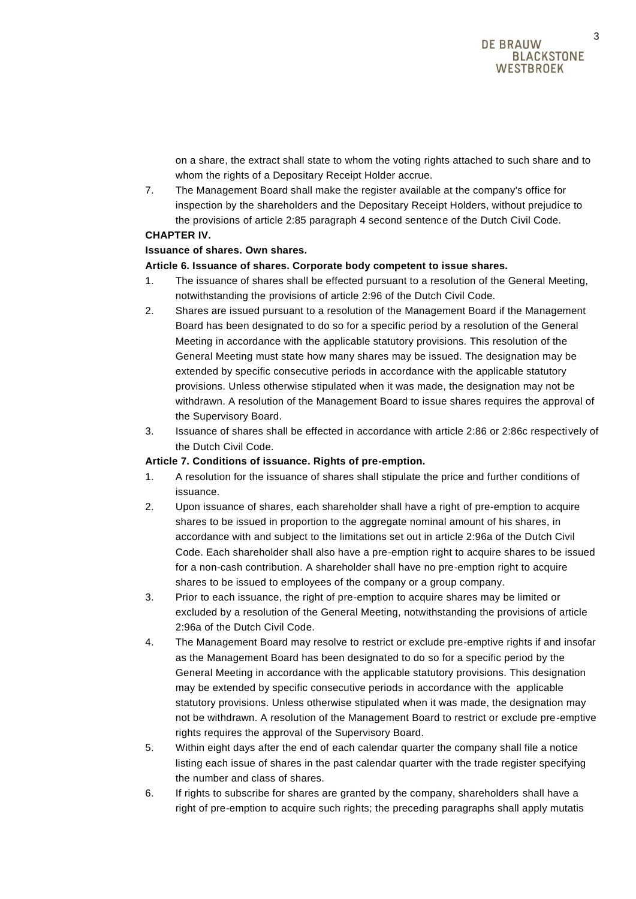on a share, the extract shall state to whom the voting rights attached to such share and to whom the rights of a Depositary Receipt Holder accrue.

7. The Management Board shall make the register available at the company's office for inspection by the shareholders and the Depositary Receipt Holders, without prejudice to the provisions of article 2:85 paragraph 4 second sentence of the Dutch Civil Code.

**CHAPTER IV.**

**Issuance of shares. Own shares.**

**Article 6. Issuance of shares. Corporate body competent to issue shares.**

1. The issuance of shares shall be effected pursuant to a resolution of the General Meeting, notwithstanding the provisions of article 2:96 of the Dutch Civil Code.
2. Shares are issued pursuant to a resolution of the Management Board if the Management Board has been designated to do so for a specific period by a resolution of the General Meeting in accordance with the applicable statutory provisions. This resolution of the General Meeting must state how many shares may be issued. The designation may be extended by specific consecutive periods in accordance with the applicable statutory provisions. Unless otherwise stipulated when it was made, the designation may not be withdrawn. A resolution of the Management Board to issue shares requires the approval of the Supervisory Board.
3. Issuance of shares shall be effected in accordance with article 2:86 or 2:86c respectively of the Dutch Civil Code.

**Article 7. Conditions of issuance. Rights of pre-emption.**

1. A resolution for the issuance of shares shall stipulate the price and further conditions of issuance.
2. Upon issuance of shares, each shareholder shall have a right of pre-emption to acquire shares to be issued in proportion to the aggregate nominal amount of his shares, in accordance with and subject to the limitations set out in article 2:96a of the Dutch Civil Code. Each shareholder shall also have a pre-emption right to acquire shares to be issued for a non-cash contribution. A shareholder shall have no pre-emption right to acquire shares to be issued to employees of the company or a group company.
3. Prior to each issuance, the right of pre-emption to acquire shares may be limited or excluded by a resolution of the General Meeting, notwithstanding the provisions of article 2:96a of the Dutch Civil Code.
4. The Management Board may resolve to restrict or exclude pre-emptive rights if and insofar as the Management Board has been designated to do so for a specific period by the General Meeting in accordance with the applicable statutory provisions. This designation may be extended by specific consecutive periods in accordance with the applicable statutory provisions. Unless otherwise stipulated when it was made, the designation may not be withdrawn. A resolution of the Management Board to restrict or exclude pre-emptive rights requires the approval of the Supervisory Board.
5. Within eight days after the end of each calendar quarter the company shall file a notice listing each issue of shares in the past calendar quarter with the trade register specifying the number and class of shares.
6. If rights to subscribe for shares are granted by the company, shareholders shall have a right of pre-emption to acquire such rights; the preceding paragraphs shall apply mutatis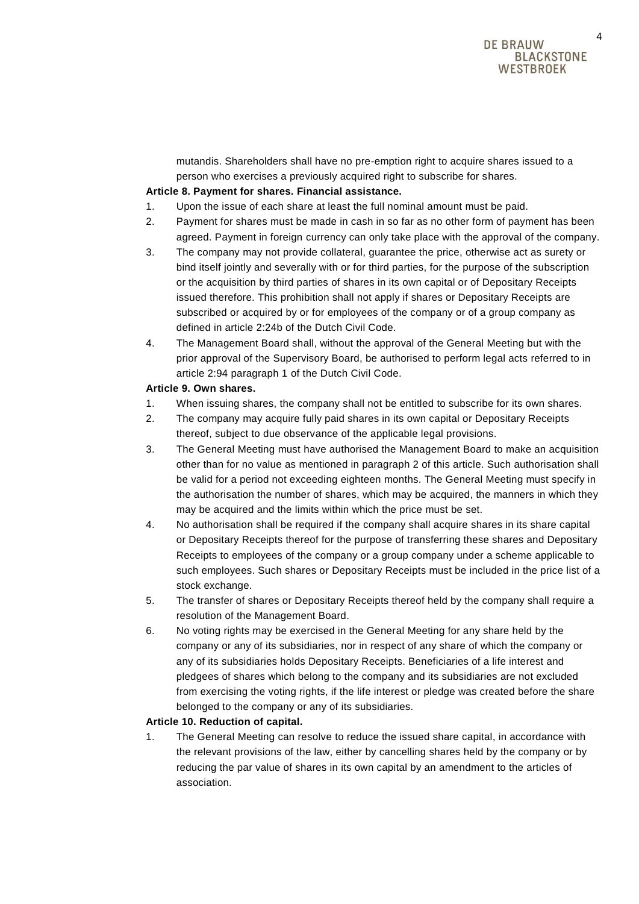mutandis. Shareholders shall have no pre-emption right to acquire shares issued to a person who exercises a previously acquired right to subscribe for shares.

**Article 8. Payment for shares. Financial assistance.**

1. Upon the issue of each share at least the full nominal amount must be paid.
2. Payment for shares must be made in cash in so far as no other form of payment has been agreed. Payment in foreign currency can only take place with the approval of the company.
3. The company may not provide collateral, guarantee the price, otherwise act as surety or bind itself jointly and severally with or for third parties, for the purpose of the subscription or the acquisition by third parties of shares in its own capital or of Depositary Receipts issued therefore. This prohibition shall not apply if shares or Depositary Receipts are subscribed or acquired by or for employees of the company or of a group company as defined in article 2:24b of the Dutch Civil Code.
4. The Management Board shall, without the approval of the General Meeting but with the prior approval of the Supervisory Board, be authorised to perform legal acts referred to in article 2:94 paragraph 1 of the Dutch Civil Code.

**Article 9. Own shares.**

1. When issuing shares, the company shall not be entitled to subscribe for its own shares.
2. The company may acquire fully paid shares in its own capital or Depositary Receipts thereof, subject to due observance of the applicable legal provisions.
3. The General Meeting must have authorised the Management Board to make an acquisition other than for no value as mentioned in paragraph 2 of this article. Such authorisation shall be valid for a period not exceeding eighteen months. The General Meeting must specify in the authorisation the number of shares, which may be acquired, the manners in which they may be acquired and the limits within which the price must be set.
4. No authorisation shall be required if the company shall acquire shares in its share capital or Depositary Receipts thereof for the purpose of transferring these shares and Depositary Receipts to employees of the company or a group company under a scheme applicable to such employees. Such shares or Depositary Receipts must be included in the price list of a stock exchange.
5. The transfer of shares or Depositary Receipts thereof held by the company shall require a resolution of the Management Board.
6. No voting rights may be exercised in the General Meeting for any share held by the company or any of its subsidiaries, nor in respect of any share of which the company or any of its subsidiaries holds Depositary Receipts. Beneficiaries of a life interest and pledgees of shares which belong to the company and its subsidiaries are not excluded from exercising the voting rights, if the life interest or pledge was created before the share belonged to the company or any of its subsidiaries.

**Article 10. Reduction of capital.**

1. The General Meeting can resolve to reduce the issued share capital, in accordance with the relevant provisions of the law, either by cancelling shares held by the company or by reducing the par value of shares in its own capital by an amendment to the articles of association.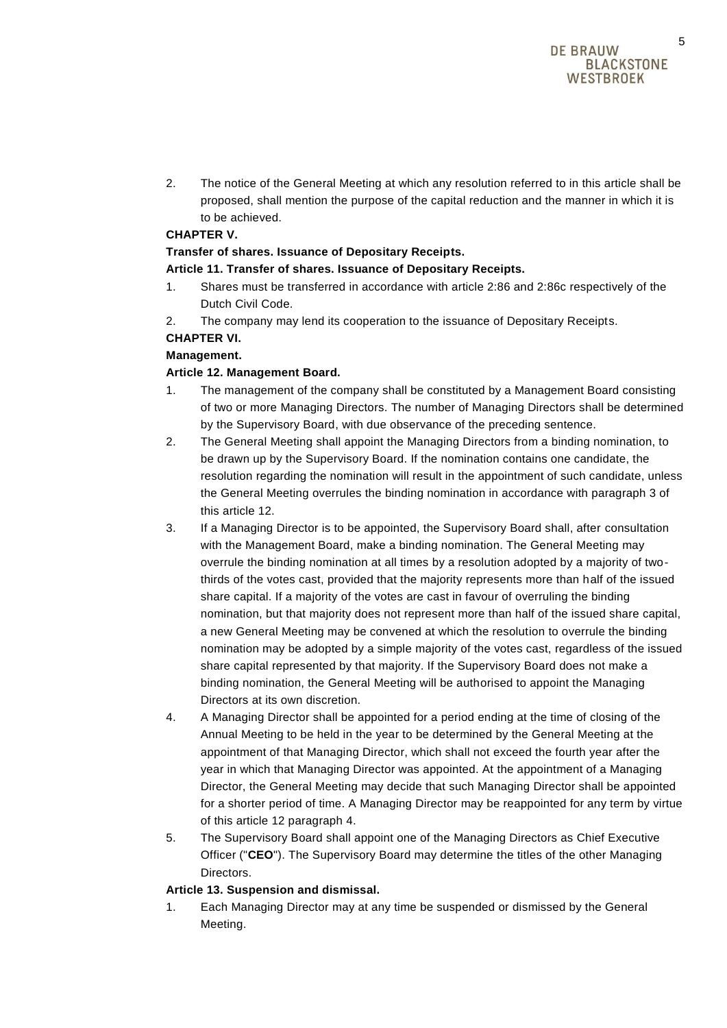2. The notice of the General Meeting at which any resolution referred to in this article shall be proposed, shall mention the purpose of the capital reduction and the manner in which it is to be achieved.

**CHAPTER V.**

**Transfer of shares. Issuance of Depositary Receipts.**

**Article 11. Transfer of shares. Issuance of Depositary Receipts.**

1. Shares must be transferred in accordance with article 2:86 and 2:86c respectively of the Dutch Civil Code.
2. The company may lend its cooperation to the issuance of Depositary Receipts.

**CHAPTER VI.**

**Management.**

**Article 12. Management Board.**

1. The management of the company shall be constituted by a Management Board consisting of two or more Managing Directors. The number of Managing Directors shall be determined by the Supervisory Board, with due observance of the preceding sentence.
2. The General Meeting shall appoint the Managing Directors from a binding nomination, to be drawn up by the Supervisory Board. If the nomination contains one candidate, the resolution regarding the nomination will result in the appointment of such candidate, unless the General Meeting overrules the binding nomination in accordance with paragraph 3 of this article 12.
3. If a Managing Director is to be appointed, the Supervisory Board shall, after consultation with the Management Board, make a binding nomination. The General Meeting may overrule the binding nomination at all times by a resolution adopted by a majority of two-thirds of the votes cast, provided that the majority represents more than half of the issued share capital. If a majority of the votes are cast in favour of overruling the binding nomination, but that majority does not represent more than half of the issued share capital, a new General Meeting may be convened at which the resolution to overrule the binding nomination may be adopted by a simple majority of the votes cast, regardless of the issued share capital represented by that majority. If the Supervisory Board does not make a binding nomination, the General Meeting will be authorised to appoint the Managing Directors at its own discretion.
4. A Managing Director shall be appointed for a period ending at the time of closing of the Annual Meeting to be held in the year to be determined by the General Meeting at the appointment of that Managing Director, which shall not exceed the fourth year after the year in which that Managing Director was appointed. At the appointment of a Managing Director, the General Meeting may decide that such Managing Director shall be appointed for a shorter period of time. A Managing Director may be reappointed for any term by virtue of this article 12 paragraph 4.
5. The Supervisory Board shall appoint one of the Managing Directors as Chief Executive Officer ("**CEO**"). The Supervisory Board may determine the titles of the other Managing Directors.

**Article 13. Suspension and dismissal.**

1. Each Managing Director may at any time be suspended or dismissed by the General Meeting.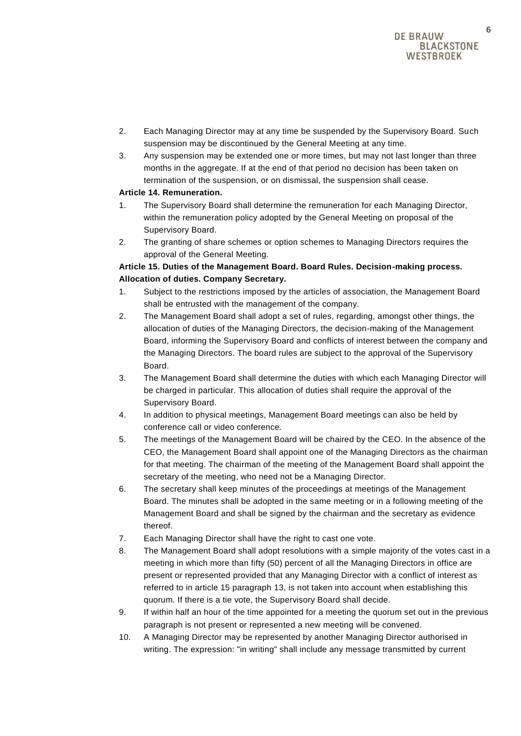2. Each Managing Director may at any time be suspended by the Supervisory Board. Such suspension may be discontinued by the General Meeting at any time.
3. Any suspension may be extended one or more times, but may not last longer than three months in the aggregate. If at the end of that period no decision has been taken on termination of the suspension, or on dismissal, the suspension shall cease.

**Article 14. Remuneration.**

1. The Supervisory Board shall determine the remuneration for each Managing Director, within the remuneration policy adopted by the General Meeting on proposal of the Supervisory Board.
2. The granting of share schemes or option schemes to Managing Directors requires the approval of the General Meeting.

**Article 15. Duties of the Management Board. Board Rules. Decision-making process. Allocation of duties. Company Secretary.**

1. Subject to the restrictions imposed by the articles of association, the Management Board shall be entrusted with the management of the company.
2. The Management Board shall adopt a set of rules, regarding, amongst other things, the allocation of duties of the Managing Directors, the decision-making of the Management Board, informing the Supervisory Board and conflicts of interest between the company and the Managing Directors. The board rules are subject to the approval of the Supervisory Board.
3. The Management Board shall determine the duties with which each Managing Director will be charged in particular. This allocation of duties shall require the approval of the Supervisory Board.
4. In addition to physical meetings, Management Board meetings can also be held by conference call or video conference.
5. The meetings of the Management Board will be chaired by the CEO. In the absence of the CEO, the Management Board shall appoint one of the Managing Directors as the chairman for that meeting. The chairman of the meeting of the Management Board shall appoint the secretary of the meeting, who need not be a Managing Director.
6. The secretary shall keep minutes of the proceedings at meetings of the Management Board. The minutes shall be adopted in the same meeting or in a following meeting of the Management Board and shall be signed by the chairman and the secretary as evidence thereof.
7. Each Managing Director shall have the right to cast one vote.
8. The Management Board shall adopt resolutions with a simple majority of the votes cast in a meeting in which more than fifty (50) percent of all the Managing Directors in office are present or represented provided that any Managing Director with a conflict of interest as referred to in article 15 paragraph 13, is not taken into account when establishing this quorum. If there is a tie vote, the Supervisory Board shall decide.
9. If within half an hour of the time appointed for a meeting the quorum set out in the previous paragraph is not present or represented a new meeting will be convened.
10. A Managing Director may be represented by another Managing Director authorised in writing. The expression: "in writing" shall include any message transmitted by current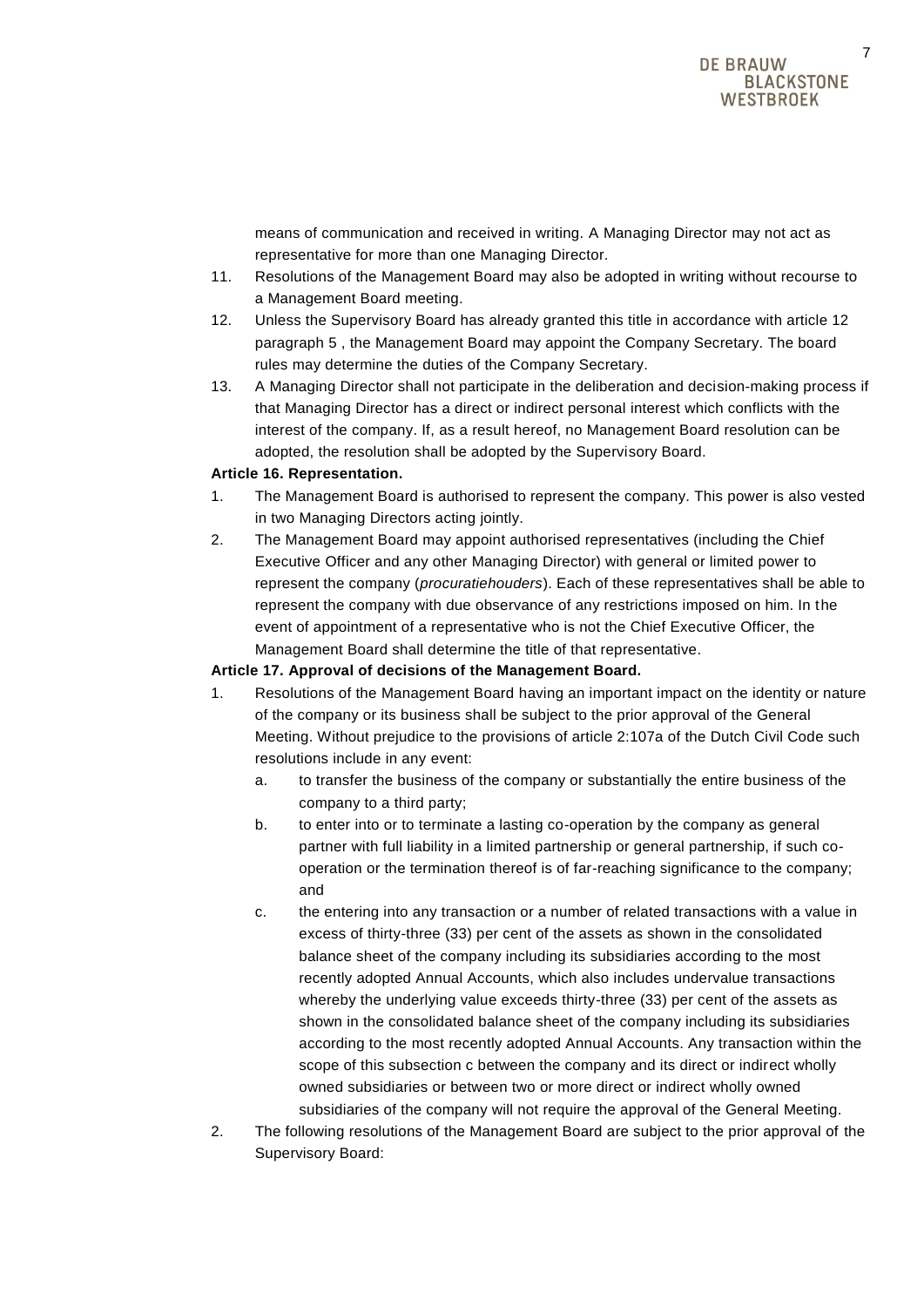means of communication and received in writing. A Managing Director may not act as representative for more than one Managing Director.

11. Resolutions of the Management Board may also be adopted in writing without recourse to a Management Board meeting.
12. Unless the Supervisory Board has already granted this title in accordance with article 12 paragraph 5 , the Management Board may appoint the Company Secretary. The board rules may determine the duties of the Company Secretary.
13. A Managing Director shall not participate in the deliberation and decision-making process if that Managing Director has a direct or indirect personal interest which conflicts with the interest of the company. If, as a result hereof, no Management Board resolution can be adopted, the resolution shall be adopted by the Supervisory Board.

**Article 16. Representation.**

1. The Management Board is authorised to represent the company. This power is also vested in two Managing Directors acting jointly.
2. The Management Board may appoint authorised representatives (including the Chief Executive Officer and any other Managing Director) with general or limited power to represent the company (*procuratiehouders*). Each of these representatives shall be able to represent the company with due observance of any restrictions imposed on him. In the event of appointment of a representative who is not the Chief Executive Officer, the Management Board shall determine the title of that representative.

**Article 17. Approval of decisions of the Management Board.**

1. Resolutions of the Management Board having an important impact on the identity or nature of the company or its business shall be subject to the prior approval of the General Meeting. Without prejudice to the provisions of article 2:107a of the Dutch Civil Code such resolutions include in any event:
   a. to transfer the business of the company or substantially the entire business of the company to a third party;
   b. to enter into or to terminate a lasting co-operation by the company as general partner with full liability in a limited partnership or general partnership, if such co-operation or the termination thereof is of far-reaching significance to the company; and
   c. the entering into any transaction or a number of related transactions with a value in excess of thirty-three (33) per cent of the assets as shown in the consolidated balance sheet of the company including its subsidiaries according to the most recently adopted Annual Accounts, which also includes undervalue transactions whereby the underlying value exceeds thirty-three (33) per cent of the assets as shown in the consolidated balance sheet of the company including its subsidiaries according to the most recently adopted Annual Accounts. Any transaction within the scope of this subsection c between the company and its direct or indirect wholly owned subsidiaries or between two or more direct or indirect wholly owned subsidiaries of the company will not require the approval of the General Meeting.
2. The following resolutions of the Management Board are subject to the prior approval of the Supervisory Board: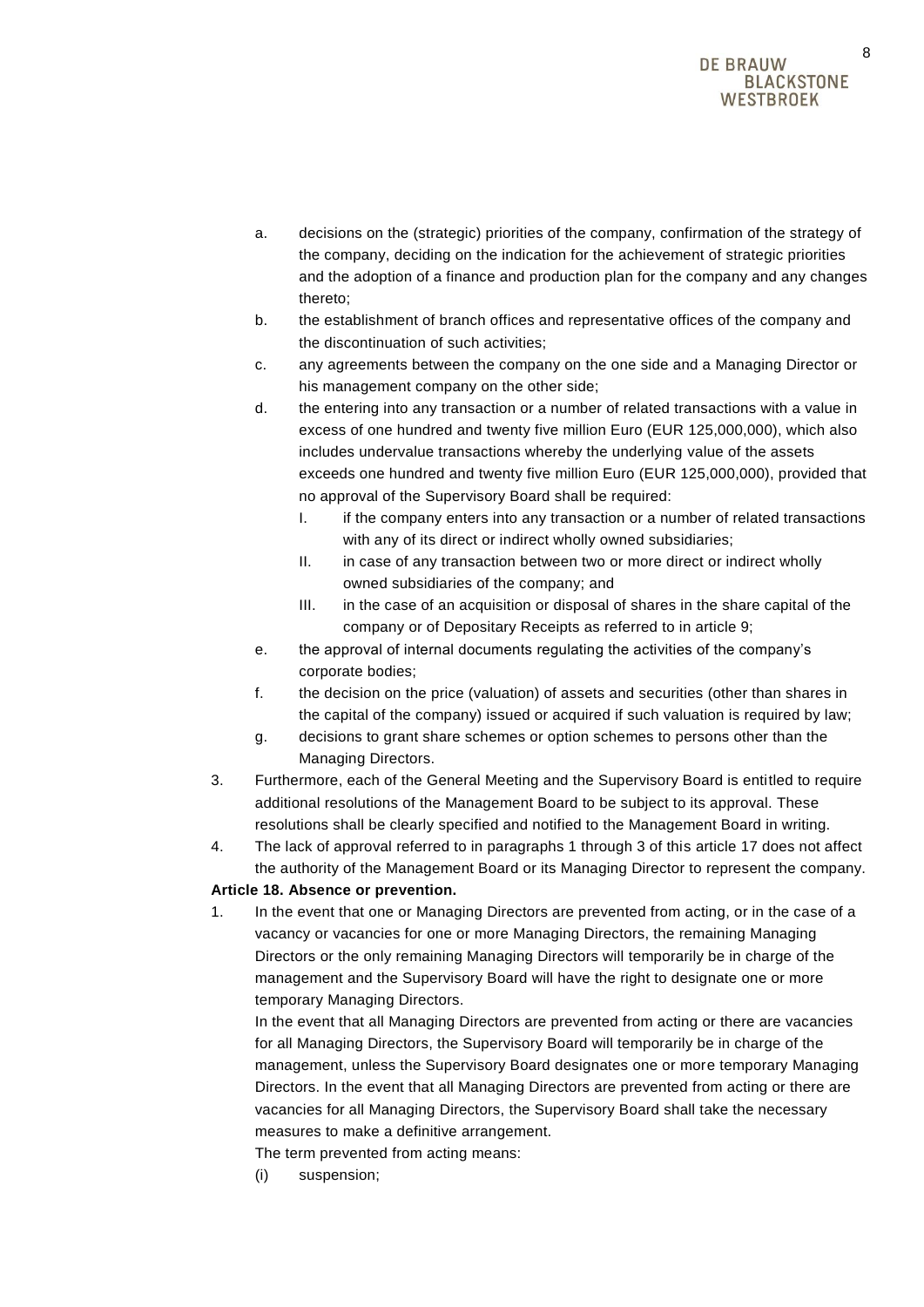a. decisions on the (strategic) priorities of the company, confirmation of the strategy of the company, deciding on the indication for the achievement of strategic priorities and the adoption of a finance and production plan for the company and any changes thereto;
b. the establishment of branch offices and representative offices of the company and the discontinuation of such activities;
c. any agreements between the company on the one side and a Managing Director or his management company on the other side;
d. the entering into any transaction or a number of related transactions with a value in excess of one hundred and twenty five million Euro (EUR 125,000,000), which also includes undervalue transactions whereby the underlying value of the assets exceeds one hundred and twenty five million Euro (EUR 125,000,000), provided that no approval of the Supervisory Board shall be required:
   I. if the company enters into any transaction or a number of related transactions with any of its direct or indirect wholly owned subsidiaries;
   II. in case of any transaction between two or more direct or indirect wholly owned subsidiaries of the company; and
   III. in the case of an acquisition or disposal of shares in the share capital of the company or of Depositary Receipts as referred to in article 9;
e. the approval of internal documents regulating the activities of the company's corporate bodies;
f. the decision on the price (valuation) of assets and securities (other than shares in the capital of the company) issued or acquired if such valuation is required by law;
g. decisions to grant share schemes or option schemes to persons other than the Managing Directors.

3. Furthermore, each of the General Meeting and the Supervisory Board is entitled to require additional resolutions of the Management Board to be subject to its approval. These resolutions shall be clearly specified and notified to the Management Board in writing.
4. The lack of approval referred to in paragraphs 1 through 3 of this article 17 does not affect the authority of the Management Board or its Managing Director to represent the company.

**Article 18. Absence or prevention.**

1. In the event that one or Managing Directors are prevented from acting, or in the case of a vacancy or vacancies for one or more Managing Directors, the remaining Managing Directors or the only remaining Managing Directors will temporarily be in charge of the management and the Supervisory Board will have the right to designate one or more temporary Managing Directors.

   In the event that all Managing Directors are prevented from acting or there are vacancies for all Managing Directors, the Supervisory Board will temporarily be in charge of the management, unless the Supervisory Board designates one or more temporary Managing Directors. In the event that all Managing Directors are prevented from acting or there are vacancies for all Managing Directors, the Supervisory Board shall take the necessary measures to make a definitive arrangement.

   The term prevented from acting means:

   (i) suspension;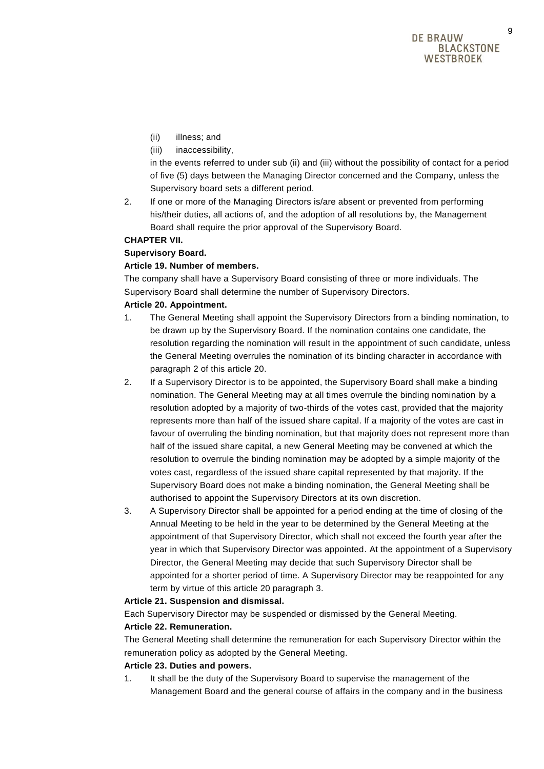(ii) illness; and

(iii) inaccessibility,

in the events referred to under sub (ii) and (iii) without the possibility of contact for a period of five (5) days between the Managing Director concerned and the Company, unless the Supervisory board sets a different period.

2. If one or more of the Managing Directors is/are absent or prevented from performing his/their duties, all actions of, and the adoption of all resolutions by, the Management Board shall require the prior approval of the Supervisory Board.

**CHAPTER VII.**

**Supervisory Board.**

**Article 19. Number of members.**

The company shall have a Supervisory Board consisting of three or more individuals. The Supervisory Board shall determine the number of Supervisory Directors.

**Article 20. Appointment.**

1. The General Meeting shall appoint the Supervisory Directors from a binding nomination, to be drawn up by the Supervisory Board. If the nomination contains one candidate, the resolution regarding the nomination will result in the appointment of such candidate, unless the General Meeting overrules the nomination of its binding character in accordance with paragraph 2 of this article 20.
2. If a Supervisory Director is to be appointed, the Supervisory Board shall make a binding nomination. The General Meeting may at all times overrule the binding nomination by a resolution adopted by a majority of two-thirds of the votes cast, provided that the majority represents more than half of the issued share capital. If a majority of the votes are cast in favour of overruling the binding nomination, but that majority does not represent more than half of the issued share capital, a new General Meeting may be convened at which the resolution to overrule the binding nomination may be adopted by a simple majority of the votes cast, regardless of the issued share capital represented by that majority. If the Supervisory Board does not make a binding nomination, the General Meeting shall be authorised to appoint the Supervisory Directors at its own discretion.
3. A Supervisory Director shall be appointed for a period ending at the time of closing of the Annual Meeting to be held in the year to be determined by the General Meeting at the appointment of that Supervisory Director, which shall not exceed the fourth year after the year in which that Supervisory Director was appointed. At the appointment of a Supervisory Director, the General Meeting may decide that such Supervisory Director shall be appointed for a shorter period of time. A Supervisory Director may be reappointed for any term by virtue of this article 20 paragraph 3.

**Article 21. Suspension and dismissal.**

Each Supervisory Director may be suspended or dismissed by the General Meeting.

**Article 22. Remuneration.**

The General Meeting shall determine the remuneration for each Supervisory Director within the remuneration policy as adopted by the General Meeting.

**Article 23. Duties and powers.**

1. It shall be the duty of the Supervisory Board to supervise the management of the Management Board and the general course of affairs in the company and in the business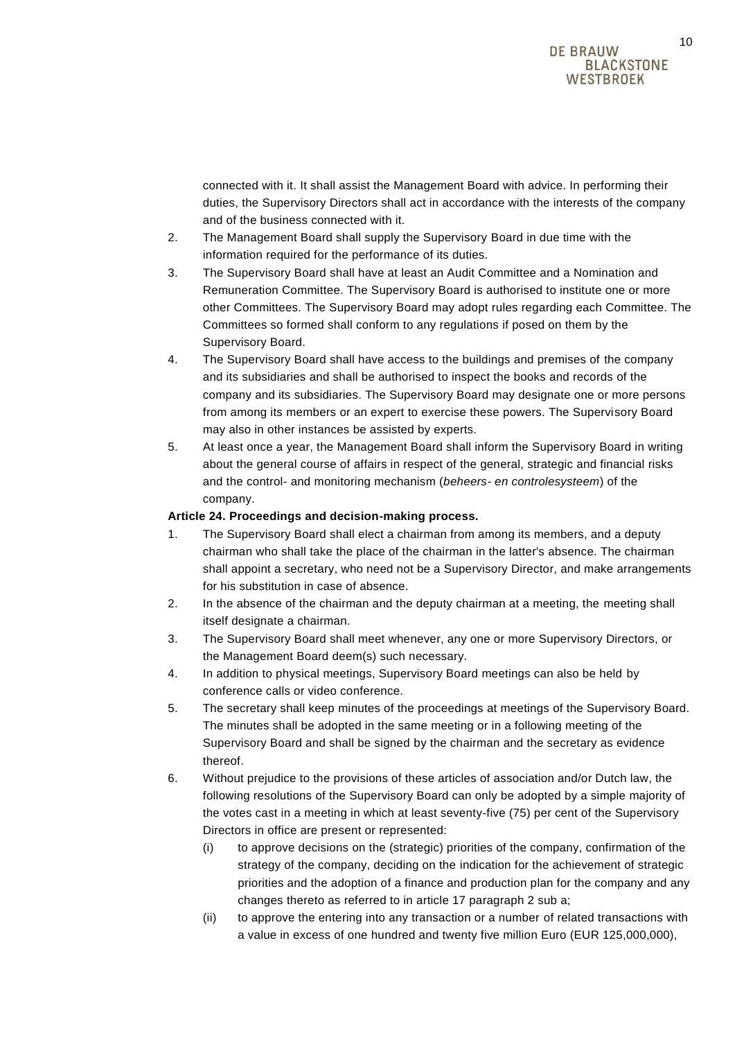connected with it. It shall assist the Management Board with advice. In performing their duties, the Supervisory Directors shall act in accordance with the interests of the company and of the business connected with it.

2. The Management Board shall supply the Supervisory Board in due time with the information required for the performance of its duties.
3. The Supervisory Board shall have at least an Audit Committee and a Nomination and Remuneration Committee. The Supervisory Board is authorised to institute one or more other Committees. The Supervisory Board may adopt rules regarding each Committee. The Committees so formed shall conform to any regulations if posed on them by the Supervisory Board.
4. The Supervisory Board shall have access to the buildings and premises of the company and its subsidiaries and shall be authorised to inspect the books and records of the company and its subsidiaries. The Supervisory Board may designate one or more persons from among its members or an expert to exercise these powers. The Supervisory Board may also in other instances be assisted by experts.
5. At least once a year, the Management Board shall inform the Supervisory Board in writing about the general course of affairs in respect of the general, strategic and financial risks and the control- and monitoring mechanism (*beheers- en controlesysteem*) of the company.

**Article 24. Proceedings and decision-making process.**

1. The Supervisory Board shall elect a chairman from among its members, and a deputy chairman who shall take the place of the chairman in the latter's absence. The chairman shall appoint a secretary, who need not be a Supervisory Director, and make arrangements for his substitution in case of absence.
2. In the absence of the chairman and the deputy chairman at a meeting, the meeting shall itself designate a chairman.
3. The Supervisory Board shall meet whenever, any one or more Supervisory Directors, or the Management Board deem(s) such necessary.
4. In addition to physical meetings, Supervisory Board meetings can also be held by conference calls or video conference.
5. The secretary shall keep minutes of the proceedings at meetings of the Supervisory Board. The minutes shall be adopted in the same meeting or in a following meeting of the Supervisory Board and shall be signed by the chairman and the secretary as evidence thereof.
6. Without prejudice to the provisions of these articles of association and/or Dutch law, the following resolutions of the Supervisory Board can only be adopted by a simple majority of the votes cast in a meeting in which at least seventy-five (75) per cent of the Supervisory Directors in office are present or represented:
   (i) to approve decisions on the (strategic) priorities of the company, confirmation of the strategy of the company, deciding on the indication for the achievement of strategic priorities and the adoption of a finance and production plan for the company and any changes thereto as referred to in article 17 paragraph 2 sub a;
   (ii) to approve the entering into any transaction or a number of related transactions with a value in excess of one hundred and twenty five million Euro (EUR 125,000,000),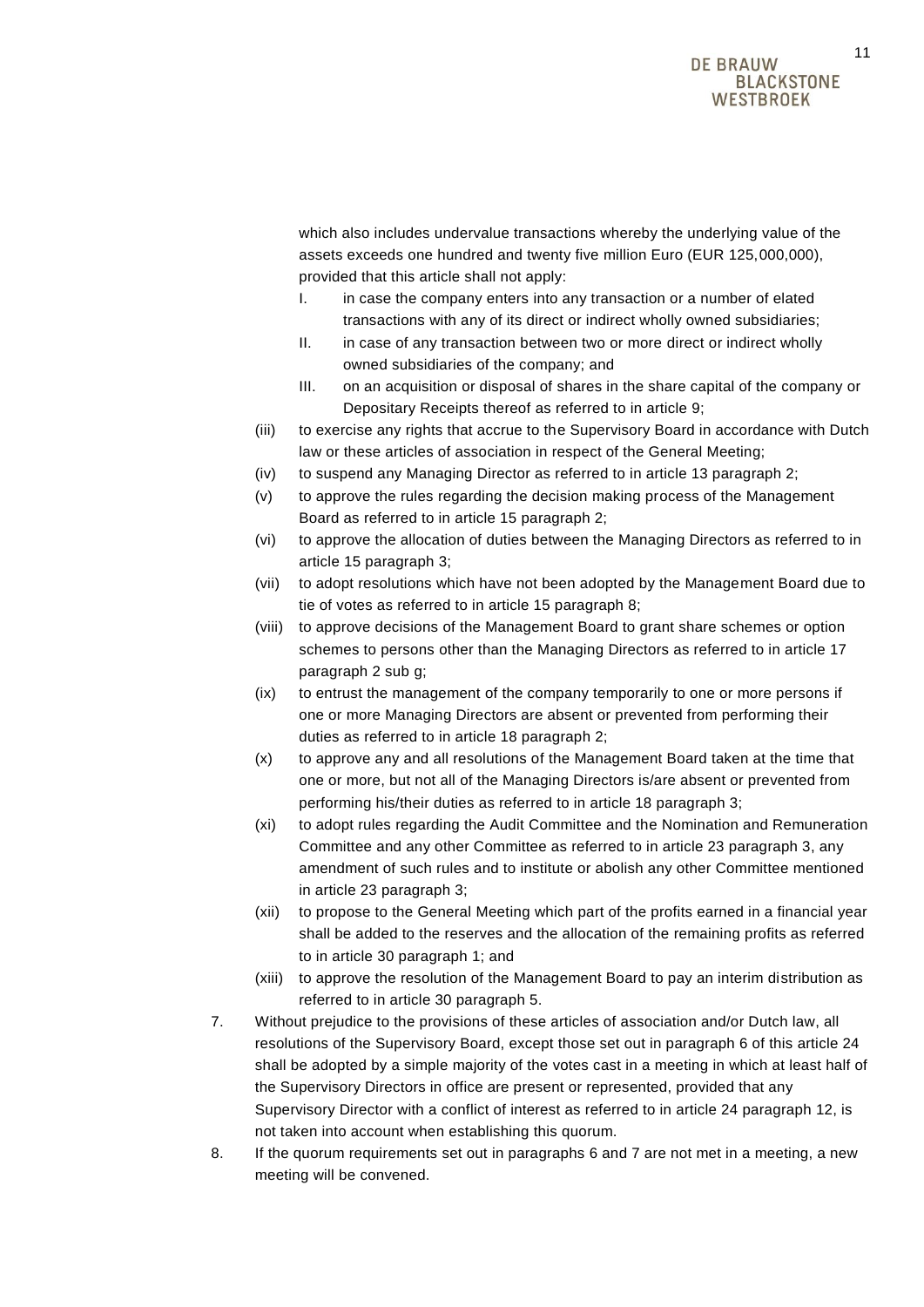which also includes undervalue transactions whereby the underlying value of the assets exceeds one hundred and twenty five million Euro (EUR 125,000,000), provided that this article shall not apply:

   I. in case the company enters into any transaction or a number of elated transactions with any of its direct or indirect wholly owned subsidiaries;
   II. in case of any transaction between two or more direct or indirect wholly owned subsidiaries of the company; and
   III. on an acquisition or disposal of shares in the share capital of the company or Depositary Receipts thereof as referred to in article 9;

(iii) to exercise any rights that accrue to the Supervisory Board in accordance with Dutch law or these articles of association in respect of the General Meeting;

(iv) to suspend any Managing Director as referred to in article 13 paragraph 2;

(v) to approve the rules regarding the decision making process of the Management Board as referred to in article 15 paragraph 2;

(vi) to approve the allocation of duties between the Managing Directors as referred to in article 15 paragraph 3;

(vii) to adopt resolutions which have not been adopted by the Management Board due to tie of votes as referred to in article 15 paragraph 8;

(viii) to approve decisions of the Management Board to grant share schemes or option schemes to persons other than the Managing Directors as referred to in article 17 paragraph 2 sub g;

(ix) to entrust the management of the company temporarily to one or more persons if one or more Managing Directors are absent or prevented from performing their duties as referred to in article 18 paragraph 2;

(x) to approve any and all resolutions of the Management Board taken at the time that one or more, but not all of the Managing Directors is/are absent or prevented from performing his/their duties as referred to in article 18 paragraph 3;

(xi) to adopt rules regarding the Audit Committee and the Nomination and Remuneration Committee and any other Committee as referred to in article 23 paragraph 3, any amendment of such rules and to institute or abolish any other Committee mentioned in article 23 paragraph 3;

(xii) to propose to the General Meeting which part of the profits earned in a financial year shall be added to the reserves and the allocation of the remaining profits as referred to in article 30 paragraph 1; and

(xiii) to approve the resolution of the Management Board to pay an interim distribution as referred to in article 30 paragraph 5.

7. Without prejudice to the provisions of these articles of association and/or Dutch law, all resolutions of the Supervisory Board, except those set out in paragraph 6 of this article 24 shall be adopted by a simple majority of the votes cast in a meeting in which at least half of the Supervisory Directors in office are present or represented, provided that any Supervisory Director with a conflict of interest as referred to in article 24 paragraph 12, is not taken into account when establishing this quorum.

8. If the quorum requirements set out in paragraphs 6 and 7 are not met in a meeting, a new meeting will be convened.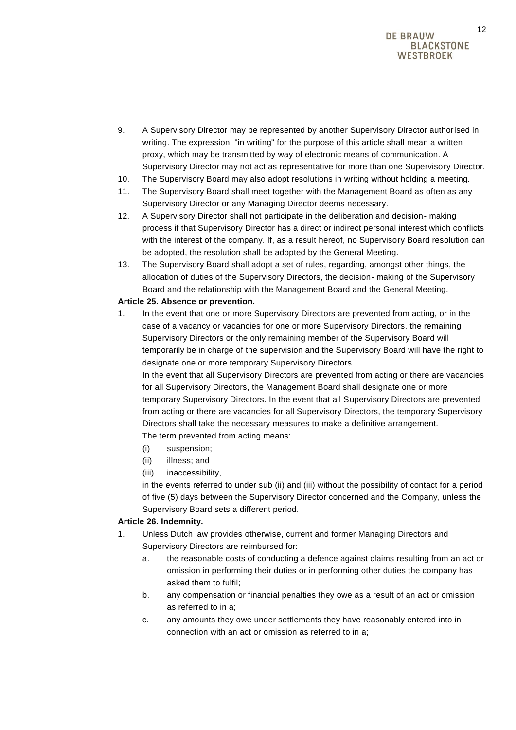9. A Supervisory Director may be represented by another Supervisory Director authorised in writing. The expression: "in writing" for the purpose of this article shall mean a written proxy, which may be transmitted by way of electronic means of communication. A Supervisory Director may not act as representative for more than one Supervisory Director.
10. The Supervisory Board may also adopt resolutions in writing without holding a meeting.
11. The Supervisory Board shall meet together with the Management Board as often as any Supervisory Director or any Managing Director deems necessary.
12. A Supervisory Director shall not participate in the deliberation and decision- making process if that Supervisory Director has a direct or indirect personal interest which conflicts with the interest of the company. If, as a result hereof, no Supervisory Board resolution can be adopted, the resolution shall be adopted by the General Meeting.
13. The Supervisory Board shall adopt a set of rules, regarding, amongst other things, the allocation of duties of the Supervisory Directors, the decision- making of the Supervisory Board and the relationship with the Management Board and the General Meeting.

**Article 25. Absence or prevention.**

1. In the event that one or more Supervisory Directors are prevented from acting, or in the case of a vacancy or vacancies for one or more Supervisory Directors, the remaining Supervisory Directors or the only remaining member of the Supervisory Board will temporarily be in charge of the supervision and the Supervisory Board will have the right to designate one or more temporary Supervisory Directors.
   In the event that all Supervisory Directors are prevented from acting or there are vacancies for all Supervisory Directors, the Management Board shall designate one or more temporary Supervisory Directors. In the event that all Supervisory Directors are prevented from acting or there are vacancies for all Supervisory Directors, the temporary Supervisory Directors shall take the necessary measures to make a definitive arrangement.
   The term prevented from acting means:
   (i) suspension;
   (ii) illness; and
   (iii) inaccessibility,
   in the events referred to under sub (ii) and (iii) without the possibility of contact for a period of five (5) days between the Supervisory Director concerned and the Company, unless the Supervisory Board sets a different period.

**Article 26. Indemnity.**

1. Unless Dutch law provides otherwise, current and former Managing Directors and Supervisory Directors are reimbursed for:
   a. the reasonable costs of conducting a defence against claims resulting from an act or omission in performing their duties or in performing other duties the company has asked them to fulfil;
   b. any compensation or financial penalties they owe as a result of an act or omission as referred to in a;
   c. any amounts they owe under settlements they have reasonably entered into in connection with an act or omission as referred to in a;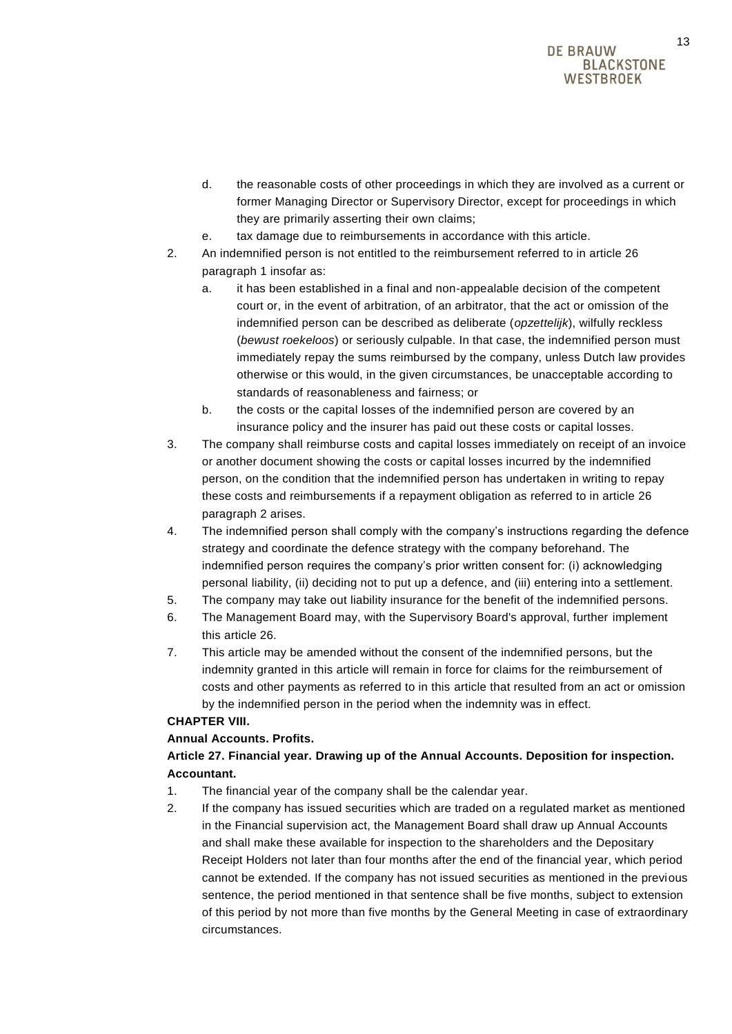d. the reasonable costs of other proceedings in which they are involved as a current or former Managing Director or Supervisory Director, except for proceedings in which they are primarily asserting their own claims;

e. tax damage due to reimbursements in accordance with this article.

2. An indemnified person is not entitled to the reimbursement referred to in article 26 paragraph 1 insofar as:

   a. it has been established in a final and non-appealable decision of the competent court or, in the event of arbitration, of an arbitrator, that the act or omission of the indemnified person can be described as deliberate (*opzettelijk*), wilfully reckless (*bewust roekeloos*) or seriously culpable. In that case, the indemnified person must immediately repay the sums reimbursed by the company, unless Dutch law provides otherwise or this would, in the given circumstances, be unacceptable according to standards of reasonableness and fairness; or

   b. the costs or the capital losses of the indemnified person are covered by an insurance policy and the insurer has paid out these costs or capital losses.

3. The company shall reimburse costs and capital losses immediately on receipt of an invoice or another document showing the costs or capital losses incurred by the indemnified person, on the condition that the indemnified person has undertaken in writing to repay these costs and reimbursements if a repayment obligation as referred to in article 26 paragraph 2 arises.

4. The indemnified person shall comply with the company's instructions regarding the defence strategy and coordinate the defence strategy with the company beforehand. The indemnified person requires the company's prior written consent for: (i) acknowledging personal liability, (ii) deciding not to put up a defence, and (iii) entering into a settlement.

5. The company may take out liability insurance for the benefit of the indemnified persons.

6. The Management Board may, with the Supervisory Board's approval, further implement this article 26.

7. This article may be amended without the consent of the indemnified persons, but the indemnity granted in this article will remain in force for claims for the reimbursement of costs and other payments as referred to in this article that resulted from an act or omission by the indemnified person in the period when the indemnity was in effect.

**CHAPTER VIII.**

**Annual Accounts. Profits.**

**Article 27. Financial year. Drawing up of the Annual Accounts. Deposition for inspection. Accountant.**

1. The financial year of the company shall be the calendar year.

2. If the company has issued securities which are traded on a regulated market as mentioned in the Financial supervision act, the Management Board shall draw up Annual Accounts and shall make these available for inspection to the shareholders and the Depositary Receipt Holders not later than four months after the end of the financial year, which period cannot be extended. If the company has not issued securities as mentioned in the previous sentence, the period mentioned in that sentence shall be five months, subject to extension of this period by not more than five months by the General Meeting in case of extraordinary circumstances.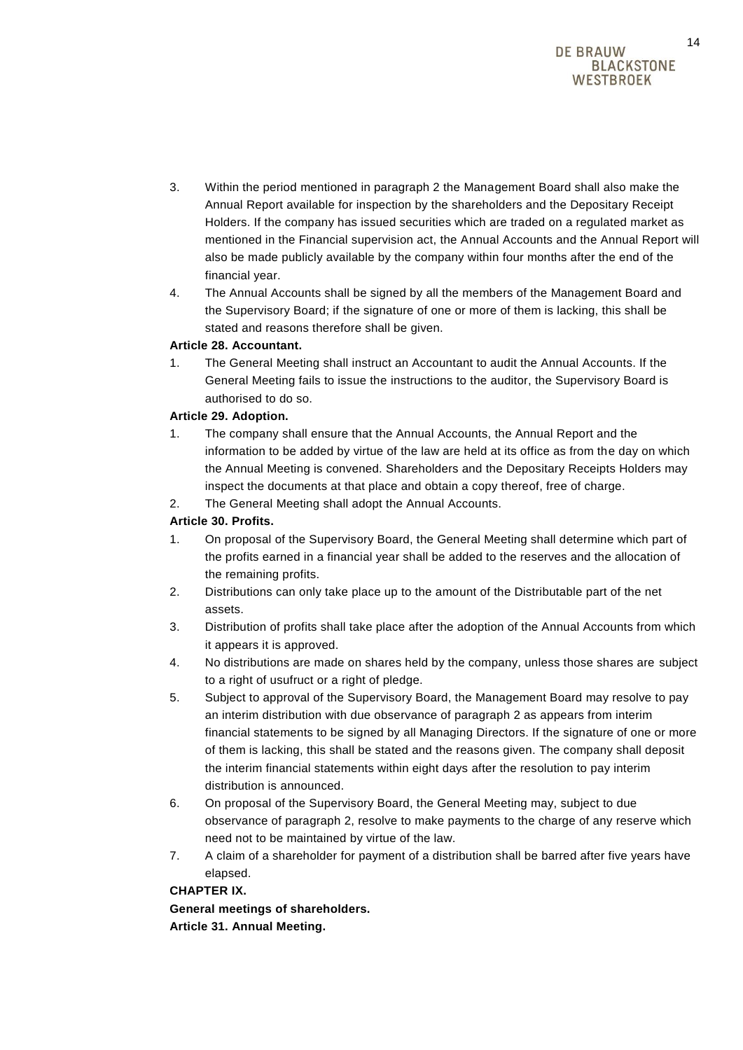3. Within the period mentioned in paragraph 2 the Management Board shall also make the Annual Report available for inspection by the shareholders and the Depositary Receipt Holders. If the company has issued securities which are traded on a regulated market as mentioned in the Financial supervision act, the Annual Accounts and the Annual Report will also be made publicly available by the company within four months after the end of the financial year.
4. The Annual Accounts shall be signed by all the members of the Management Board and the Supervisory Board; if the signature of one or more of them is lacking, this shall be stated and reasons therefore shall be given.

**Article 28. Accountant.**

1. The General Meeting shall instruct an Accountant to audit the Annual Accounts. If the General Meeting fails to issue the instructions to the auditor, the Supervisory Board is authorised to do so.

**Article 29. Adoption.**

1. The company shall ensure that the Annual Accounts, the Annual Report and the information to be added by virtue of the law are held at its office as from the day on which the Annual Meeting is convened. Shareholders and the Depositary Receipts Holders may inspect the documents at that place and obtain a copy thereof, free of charge.
2. The General Meeting shall adopt the Annual Accounts.

**Article 30. Profits.**

1. On proposal of the Supervisory Board, the General Meeting shall determine which part of the profits earned in a financial year shall be added to the reserves and the allocation of the remaining profits.
2. Distributions can only take place up to the amount of the Distributable part of the net assets.
3. Distribution of profits shall take place after the adoption of the Annual Accounts from which it appears it is approved.
4. No distributions are made on shares held by the company, unless those shares are subject to a right of usufruct or a right of pledge.
5. Subject to approval of the Supervisory Board, the Management Board may resolve to pay an interim distribution with due observance of paragraph 2 as appears from interim financial statements to be signed by all Managing Directors. If the signature of one or more of them is lacking, this shall be stated and the reasons given. The company shall deposit the interim financial statements within eight days after the resolution to pay interim distribution is announced.
6. On proposal of the Supervisory Board, the General Meeting may, subject to due observance of paragraph 2, resolve to make payments to the charge of any reserve which need not to be maintained by virtue of the law.
7. A claim of a shareholder for payment of a distribution shall be barred after five years have elapsed.

**CHAPTER IX.**

**General meetings of shareholders.**

**Article 31. Annual Meeting.**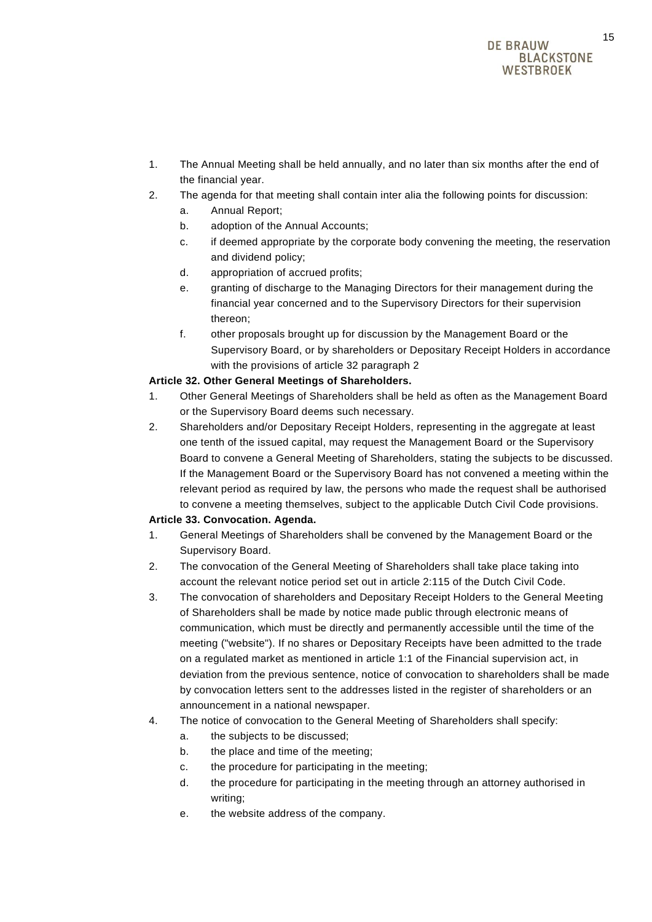1. The Annual Meeting shall be held annually, and no later than six months after the end of the financial year.
2. The agenda for that meeting shall contain inter alia the following points for discussion:
   a. Annual Report;
   b. adoption of the Annual Accounts;
   c. if deemed appropriate by the corporate body convening the meeting, the reservation and dividend policy;
   d. appropriation of accrued profits;
   e. granting of discharge to the Managing Directors for their management during the financial year concerned and to the Supervisory Directors for their supervision thereon;
   f. other proposals brought up for discussion by the Management Board or the Supervisory Board, or by shareholders or Depositary Receipt Holders in accordance with the provisions of article 32 paragraph 2

**Article 32. Other General Meetings of Shareholders.**

1. Other General Meetings of Shareholders shall be held as often as the Management Board or the Supervisory Board deems such necessary.
2. Shareholders and/or Depositary Receipt Holders, representing in the aggregate at least one tenth of the issued capital, may request the Management Board or the Supervisory Board to convene a General Meeting of Shareholders, stating the subjects to be discussed. If the Management Board or the Supervisory Board has not convened a meeting within the relevant period as required by law, the persons who made the request shall be authorised to convene a meeting themselves, subject to the applicable Dutch Civil Code provisions.

**Article 33. Convocation. Agenda.**

1. General Meetings of Shareholders shall be convened by the Management Board or the Supervisory Board.
2. The convocation of the General Meeting of Shareholders shall take place taking into account the relevant notice period set out in article 2:115 of the Dutch Civil Code.
3. The convocation of shareholders and Depositary Receipt Holders to the General Meeting of Shareholders shall be made by notice made public through electronic means of communication, which must be directly and permanently accessible until the time of the meeting ("website"). If no shares or Depositary Receipts have been admitted to the trade on a regulated market as mentioned in article 1:1 of the Financial supervision act, in deviation from the previous sentence, notice of convocation to shareholders shall be made by convocation letters sent to the addresses listed in the register of shareholders or an announcement in a national newspaper.
4. The notice of convocation to the General Meeting of Shareholders shall specify:
   a. the subjects to be discussed;
   b. the place and time of the meeting;
   c. the procedure for participating in the meeting;
   d. the procedure for participating in the meeting through an attorney authorised in writing;
   e. the website address of the company.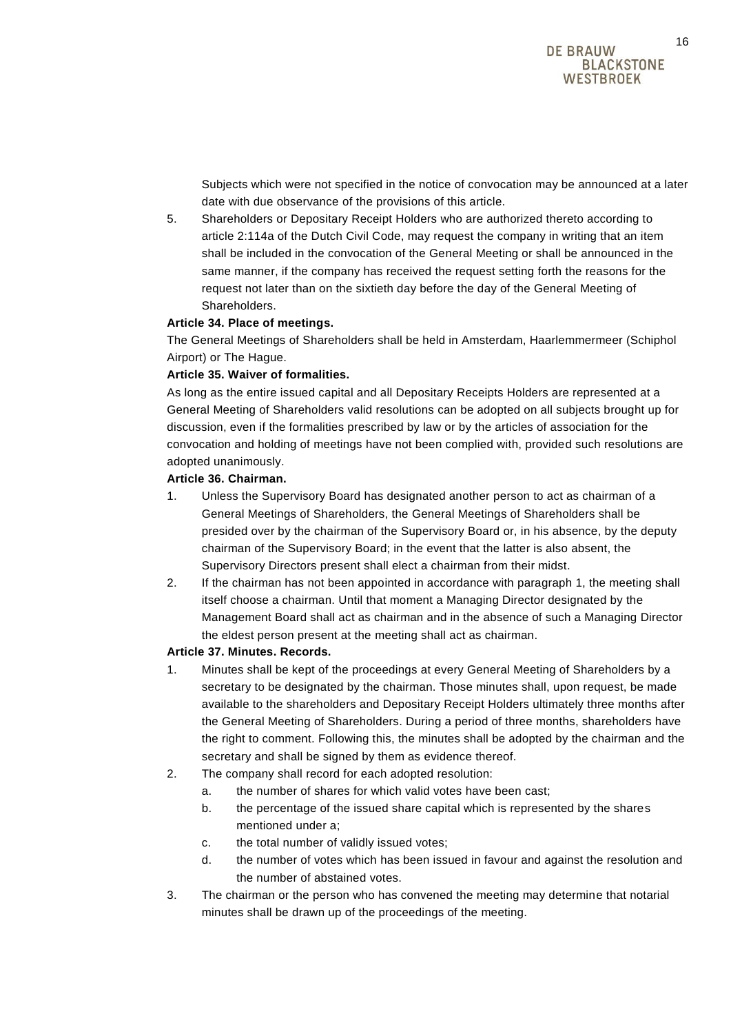Subjects which were not specified in the notice of convocation may be announced at a later date with due observance of the provisions of this article.

5. Shareholders or Depositary Receipt Holders who are authorized thereto according to article 2:114a of the Dutch Civil Code, may request the company in writing that an item shall be included in the convocation of the General Meeting or shall be announced in the same manner, if the company has received the request setting forth the reasons for the request not later than on the sixtieth day before the day of the General Meeting of Shareholders.

**Article 34. Place of meetings.**

The General Meetings of Shareholders shall be held in Amsterdam, Haarlemmermeer (Schiphol Airport) or The Hague.

**Article 35. Waiver of formalities.**

As long as the entire issued capital and all Depositary Receipts Holders are represented at a General Meeting of Shareholders valid resolutions can be adopted on all subjects brought up for discussion, even if the formalities prescribed by law or by the articles of association for the convocation and holding of meetings have not been complied with, provided such resolutions are adopted unanimously.

**Article 36. Chairman.**

1. Unless the Supervisory Board has designated another person to act as chairman of a General Meetings of Shareholders, the General Meetings of Shareholders shall be presided over by the chairman of the Supervisory Board or, in his absence, by the deputy chairman of the Supervisory Board; in the event that the latter is also absent, the Supervisory Directors present shall elect a chairman from their midst.
2. If the chairman has not been appointed in accordance with paragraph 1, the meeting shall itself choose a chairman. Until that moment a Managing Director designated by the Management Board shall act as chairman and in the absence of such a Managing Director the eldest person present at the meeting shall act as chairman.

**Article 37. Minutes. Records.**

1. Minutes shall be kept of the proceedings at every General Meeting of Shareholders by a secretary to be designated by the chairman. Those minutes shall, upon request, be made available to the shareholders and Depositary Receipt Holders ultimately three months after the General Meeting of Shareholders. During a period of three months, shareholders have the right to comment. Following this, the minutes shall be adopted by the chairman and the secretary and shall be signed by them as evidence thereof.
2. The company shall record for each adopted resolution:
   a. the number of shares for which valid votes have been cast;
   b. the percentage of the issued share capital which is represented by the shares mentioned under a;
   c. the total number of validly issued votes;
   d. the number of votes which has been issued in favour and against the resolution and the number of abstained votes.
3. The chairman or the person who has convened the meeting may determine that notarial minutes shall be drawn up of the proceedings of the meeting.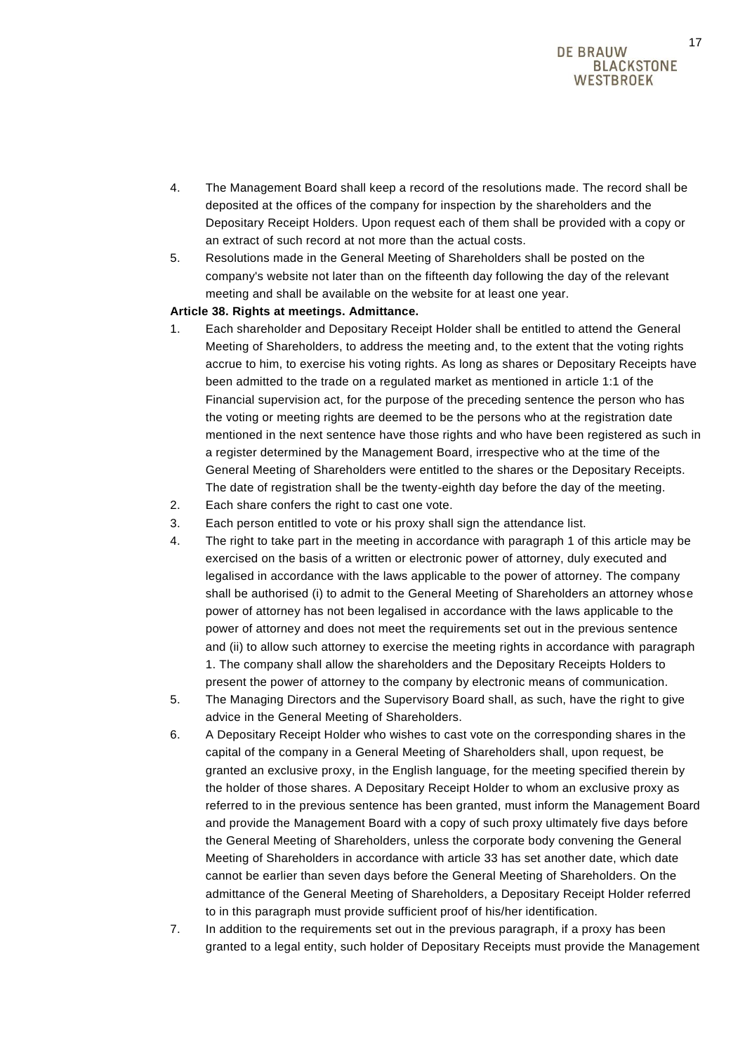4. The Management Board shall keep a record of the resolutions made. The record shall be deposited at the offices of the company for inspection by the shareholders and the Depositary Receipt Holders. Upon request each of them shall be provided with a copy or an extract of such record at not more than the actual costs.
5. Resolutions made in the General Meeting of Shareholders shall be posted on the company's website not later than on the fifteenth day following the day of the relevant meeting and shall be available on the website for at least one year.

**Article 38. Rights at meetings. Admittance.**

1. Each shareholder and Depositary Receipt Holder shall be entitled to attend the General Meeting of Shareholders, to address the meeting and, to the extent that the voting rights accrue to him, to exercise his voting rights. As long as shares or Depositary Receipts have been admitted to the trade on a regulated market as mentioned in article 1:1 of the Financial supervision act, for the purpose of the preceding sentence the person who has the voting or meeting rights are deemed to be the persons who at the registration date mentioned in the next sentence have those rights and who have been registered as such in a register determined by the Management Board, irrespective who at the time of the General Meeting of Shareholders were entitled to the shares or the Depositary Receipts. The date of registration shall be the twenty-eighth day before the day of the meeting.
2. Each share confers the right to cast one vote.
3. Each person entitled to vote or his proxy shall sign the attendance list.
4. The right to take part in the meeting in accordance with paragraph 1 of this article may be exercised on the basis of a written or electronic power of attorney, duly executed and legalised in accordance with the laws applicable to the power of attorney. The company shall be authorised (i) to admit to the General Meeting of Shareholders an attorney whose power of attorney has not been legalised in accordance with the laws applicable to the power of attorney and does not meet the requirements set out in the previous sentence and (ii) to allow such attorney to exercise the meeting rights in accordance with paragraph 1. The company shall allow the shareholders and the Depositary Receipts Holders to present the power of attorney to the company by electronic means of communication.
5. The Managing Directors and the Supervisory Board shall, as such, have the right to give advice in the General Meeting of Shareholders.
6. A Depositary Receipt Holder who wishes to cast vote on the corresponding shares in the capital of the company in a General Meeting of Shareholders shall, upon request, be granted an exclusive proxy, in the English language, for the meeting specified therein by the holder of those shares. A Depositary Receipt Holder to whom an exclusive proxy as referred to in the previous sentence has been granted, must inform the Management Board and provide the Management Board with a copy of such proxy ultimately five days before the General Meeting of Shareholders, unless the corporate body convening the General Meeting of Shareholders in accordance with article 33 has set another date, which date cannot be earlier than seven days before the General Meeting of Shareholders. On the admittance of the General Meeting of Shareholders, a Depositary Receipt Holder referred to in this paragraph must provide sufficient proof of his/her identification.
7. In addition to the requirements set out in the previous paragraph, if a proxy has been granted to a legal entity, such holder of Depositary Receipts must provide the Management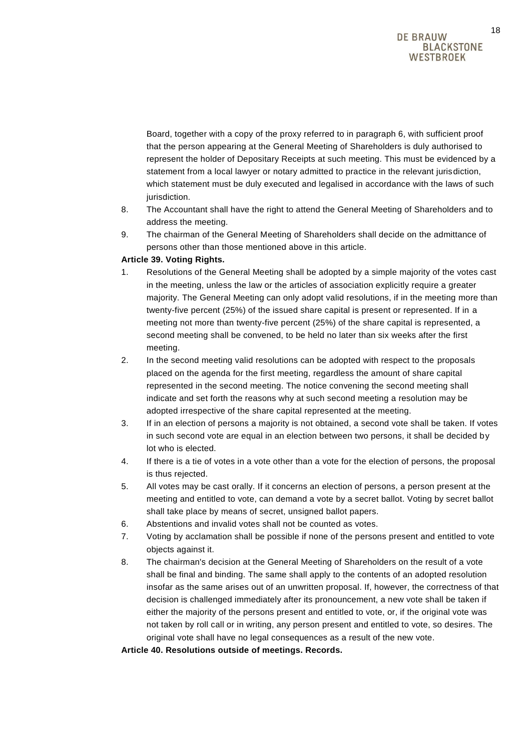Board, together with a copy of the proxy referred to in paragraph 6, with sufficient proof that the person appearing at the General Meeting of Shareholders is duly authorised to represent the holder of Depositary Receipts at such meeting. This must be evidenced by a statement from a local lawyer or notary admitted to practice in the relevant jurisdiction, which statement must be duly executed and legalised in accordance with the laws of such jurisdiction.

8. The Accountant shall have the right to attend the General Meeting of Shareholders and to address the meeting.
9. The chairman of the General Meeting of Shareholders shall decide on the admittance of persons other than those mentioned above in this article.

**Article 39. Voting Rights.**

1. Resolutions of the General Meeting shall be adopted by a simple majority of the votes cast in the meeting, unless the law or the articles of association explicitly require a greater majority. The General Meeting can only adopt valid resolutions, if in the meeting more than twenty-five percent (25%) of the issued share capital is present or represented. If in a meeting not more than twenty-five percent (25%) of the share capital is represented, a second meeting shall be convened, to be held no later than six weeks after the first meeting.
2. In the second meeting valid resolutions can be adopted with respect to the proposals placed on the agenda for the first meeting, regardless the amount of share capital represented in the second meeting. The notice convening the second meeting shall indicate and set forth the reasons why at such second meeting a resolution may be adopted irrespective of the share capital represented at the meeting.
3. If in an election of persons a majority is not obtained, a second vote shall be taken. If votes in such second vote are equal in an election between two persons, it shall be decided by lot who is elected.
4. If there is a tie of votes in a vote other than a vote for the election of persons, the proposal is thus rejected.
5. All votes may be cast orally. If it concerns an election of persons, a person present at the meeting and entitled to vote, can demand a vote by a secret ballot. Voting by secret ballot shall take place by means of secret, unsigned ballot papers.
6. Abstentions and invalid votes shall not be counted as votes.
7. Voting by acclamation shall be possible if none of the persons present and entitled to vote objects against it.
8. The chairman's decision at the General Meeting of Shareholders on the result of a vote shall be final and binding. The same shall apply to the contents of an adopted resolution insofar as the same arises out of an unwritten proposal. If, however, the correctness of that decision is challenged immediately after its pronouncement, a new vote shall be taken if either the majority of the persons present and entitled to vote, or, if the original vote was not taken by roll call or in writing, any person present and entitled to vote, so desires. The original vote shall have no legal consequences as a result of the new vote.

**Article 40. Resolutions outside of meetings. Records.**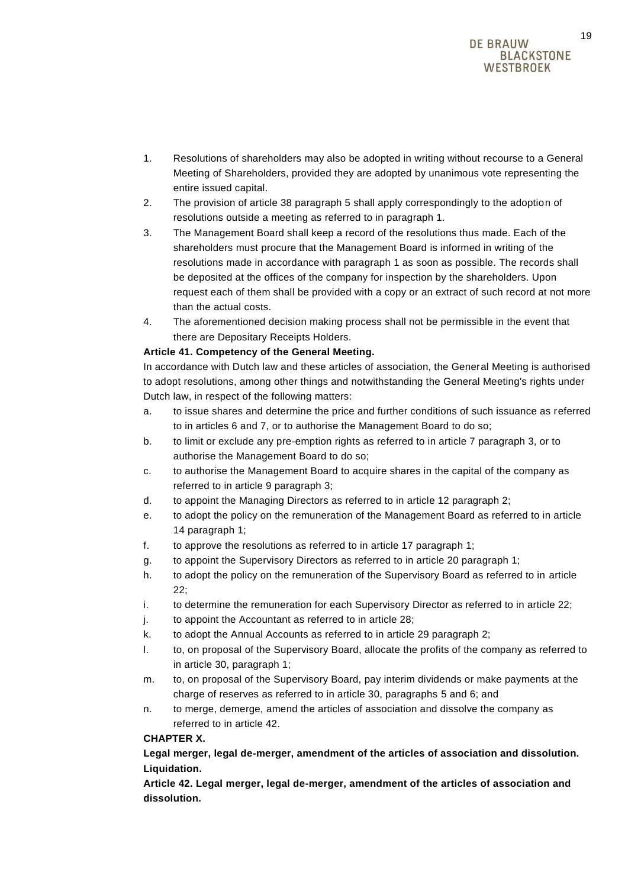1. Resolutions of shareholders may also be adopted in writing without recourse to a General Meeting of Shareholders, provided they are adopted by unanimous vote representing the entire issued capital.
2. The provision of article 38 paragraph 5 shall apply correspondingly to the adoption of resolutions outside a meeting as referred to in paragraph 1.
3. The Management Board shall keep a record of the resolutions thus made. Each of the shareholders must procure that the Management Board is informed in writing of the resolutions made in accordance with paragraph 1 as soon as possible. The records shall be deposited at the offices of the company for inspection by the shareholders. Upon request each of them shall be provided with a copy or an extract of such record at not more than the actual costs.
4. The aforementioned decision making process shall not be permissible in the event that there are Depositary Receipts Holders.

**Article 41. Competency of the General Meeting.**

In accordance with Dutch law and these articles of association, the General Meeting is authorised to adopt resolutions, among other things and notwithstanding the General Meeting's rights under Dutch law, in respect of the following matters:

a. to issue shares and determine the price and further conditions of such issuance as referred to in articles 6 and 7, or to authorise the Management Board to do so;
b. to limit or exclude any pre-emption rights as referred to in article 7 paragraph 3, or to authorise the Management Board to do so;
c. to authorise the Management Board to acquire shares in the capital of the company as referred to in article 9 paragraph 3;
d. to appoint the Managing Directors as referred to in article 12 paragraph 2;
e. to adopt the policy on the remuneration of the Management Board as referred to in article 14 paragraph 1;
f. to approve the resolutions as referred to in article 17 paragraph 1;
g. to appoint the Supervisory Directors as referred to in article 20 paragraph 1;
h. to adopt the policy on the remuneration of the Supervisory Board as referred to in article 22;
i. to determine the remuneration for each Supervisory Director as referred to in article 22;
j. to appoint the Accountant as referred to in article 28;
k. to adopt the Annual Accounts as referred to in article 29 paragraph 2;
l. to, on proposal of the Supervisory Board, allocate the profits of the company as referred to in article 30, paragraph 1;
m. to, on proposal of the Supervisory Board, pay interim dividends or make payments at the charge of reserves as referred to in article 30, paragraphs 5 and 6; and
n. to merge, demerge, amend the articles of association and dissolve the company as referred to in article 42.

**CHAPTER X.**

**Legal merger, legal de-merger, amendment of the articles of association and dissolution. Liquidation.**

**Article 42. Legal merger, legal de-merger, amendment of the articles of association and dissolution.**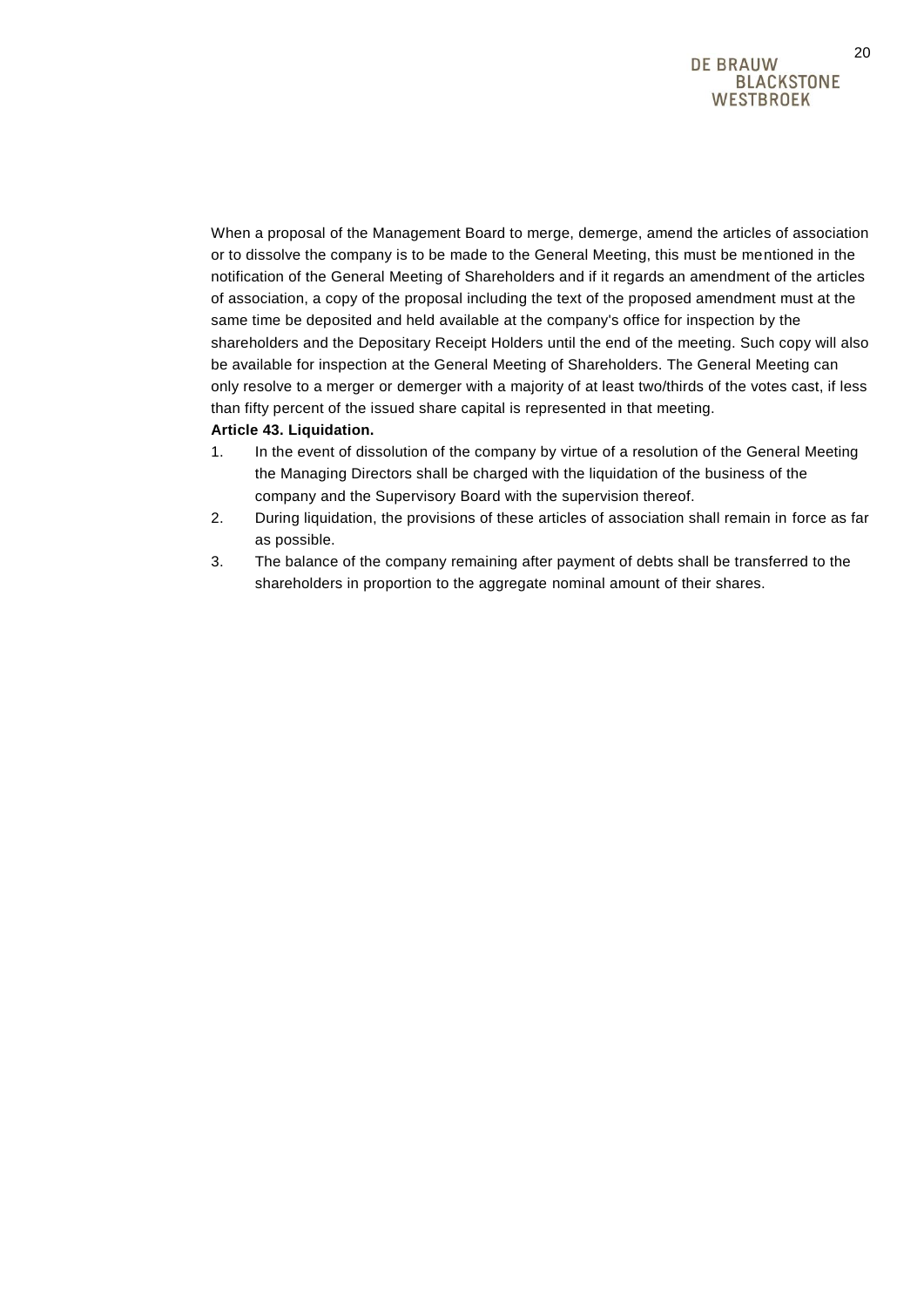When a proposal of the Management Board to merge, demerge, amend the articles of association or to dissolve the company is to be made to the General Meeting, this must be mentioned in the notification of the General Meeting of Shareholders and if it regards an amendment of the articles of association, a copy of the proposal including the text of the proposed amendment must at the same time be deposited and held available at the company's office for inspection by the shareholders and the Depositary Receipt Holders until the end of the meeting. Such copy will also be available for inspection at the General Meeting of Shareholders. The General Meeting can only resolve to a merger or demerger with a majority of at least two/thirds of the votes cast, if less than fifty percent of the issued share capital is represented in that meeting.

**Article 43. Liquidation.**

1. In the event of dissolution of the company by virtue of a resolution of the General Meeting the Managing Directors shall be charged with the liquidation of the business of the company and the Supervisory Board with the supervision thereof.
2. During liquidation, the provisions of these articles of association shall remain in force as far as possible.
3. The balance of the company remaining after payment of debts shall be transferred to the shareholders in proportion to the aggregate nominal amount of their shares.